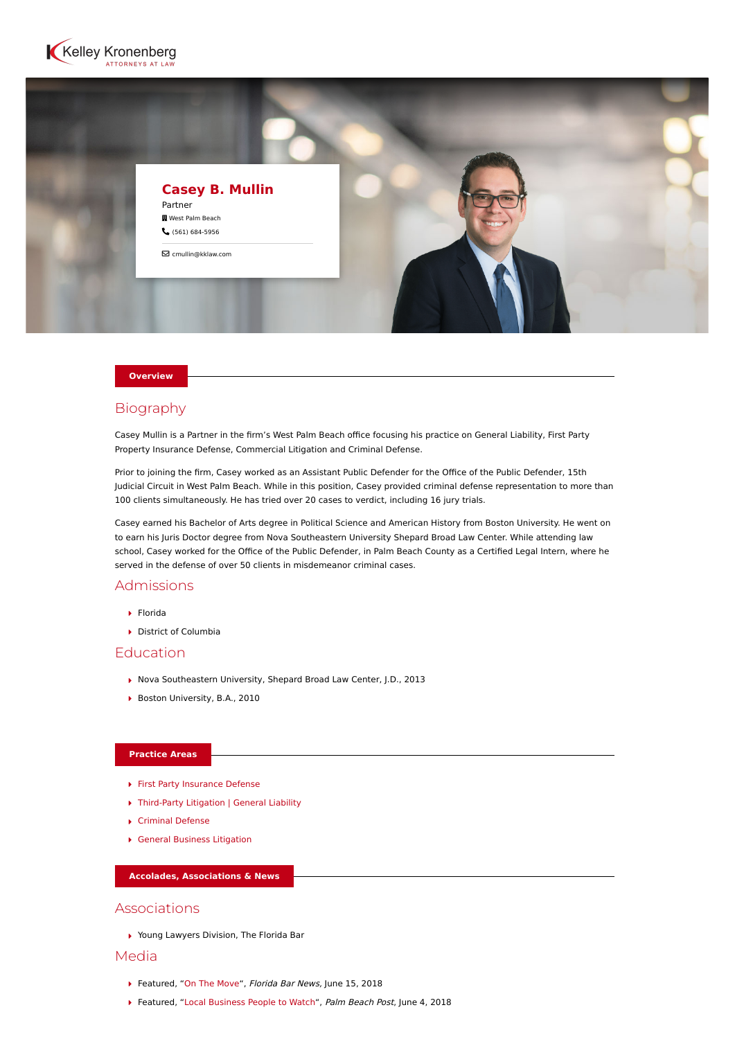Kelley Kronenberg
ATTORNEYS AT LAW

# Casey B. Mullin

Partner

West Palm Beach

(561) 684-5956

cmullin@kklaw.com

## Overview

### Biography

Casey Mullin is a Partner in the firm's West Palm Beach office focusing his practice on General Liability, First Party Property Insurance Defense, Commercial Litigation and Criminal Defense.

Prior to joining the firm, Casey worked as an Assistant Public Defender for the Office of the Public Defender, 15th Judicial Circuit in West Palm Beach. While in this position, Casey provided criminal defense representation to more than 100 clients simultaneously. He has tried over 20 cases to verdict, including 16 jury trials.

Casey earned his Bachelor of Arts degree in Political Science and American History from Boston University. He went on to earn his Juris Doctor degree from Nova Southeastern University Shepard Broad Law Center. While attending law school, Casey worked for the Office of the Public Defender, in Palm Beach County as a Certified Legal Intern, where he served in the defense of over 50 clients in misdemeanor criminal cases.

### Admissions

- Florida
- District of Columbia

### Education

- Nova Southeastern University, Shepard Broad Law Center, J.D., 2013
- Boston University, B.A., 2010

## Practice Areas

- First Party Insurance Defense
- Third-Party Litigation | General Liability
- Criminal Defense
- General Business Litigation

## Accolades, Associations & News

### Associations

- Young Lawyers Division, The Florida Bar

### Media

- Featured, "On The Move", *Florida Bar News,* June 15, 2018
- Featured, "Local Business People to Watch", *Palm Beach Post,* June 4, 2018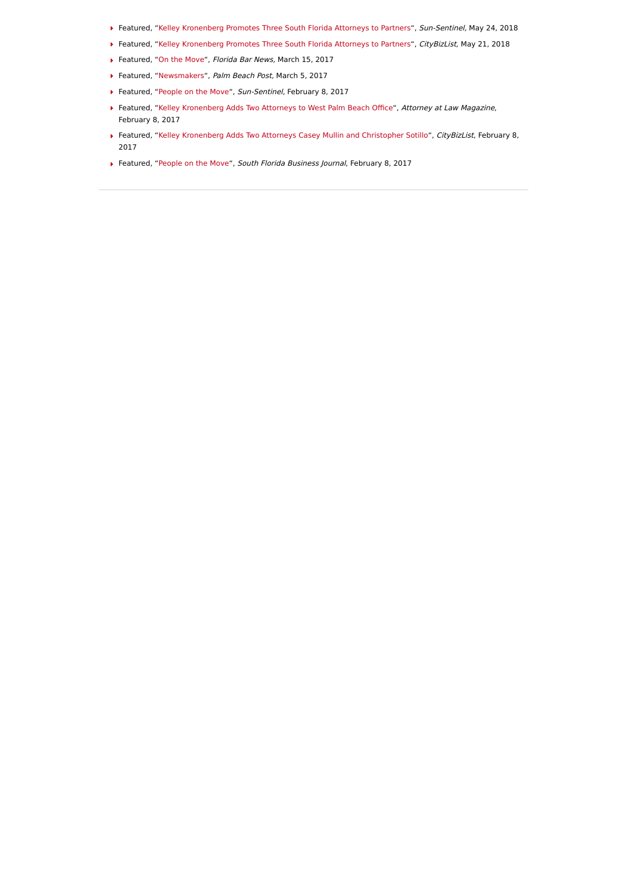- Featured, "Kelley Kronenberg Promotes Three South Florida Attorneys to Partners", *Sun-Sentinel,* May 24, 2018
- Featured, "Kelley Kronenberg Promotes Three South Florida Attorneys to Partners", *CityBizList,* May 21, 2018
- Featured, "On the Move", *Florida Bar News,* March 15, 2017
- Featured, "Newsmakers", *Palm Beach Post,* March 5, 2017
- Featured, "People on the Move", *Sun-Sentinel*, February 8, 2017
- Featured, "Kelley Kronenberg Adds Two Attorneys to West Palm Beach Office", *Attorney at Law Magazine*, February 8, 2017
- Featured, "Kelley Kronenberg Adds Two Attorneys Casey Mullin and Christopher Sotillo", *CityBizList*, February 8, 2017
- Featured, "People on the Move", *South Florida Business Journal*, February 8, 2017

---